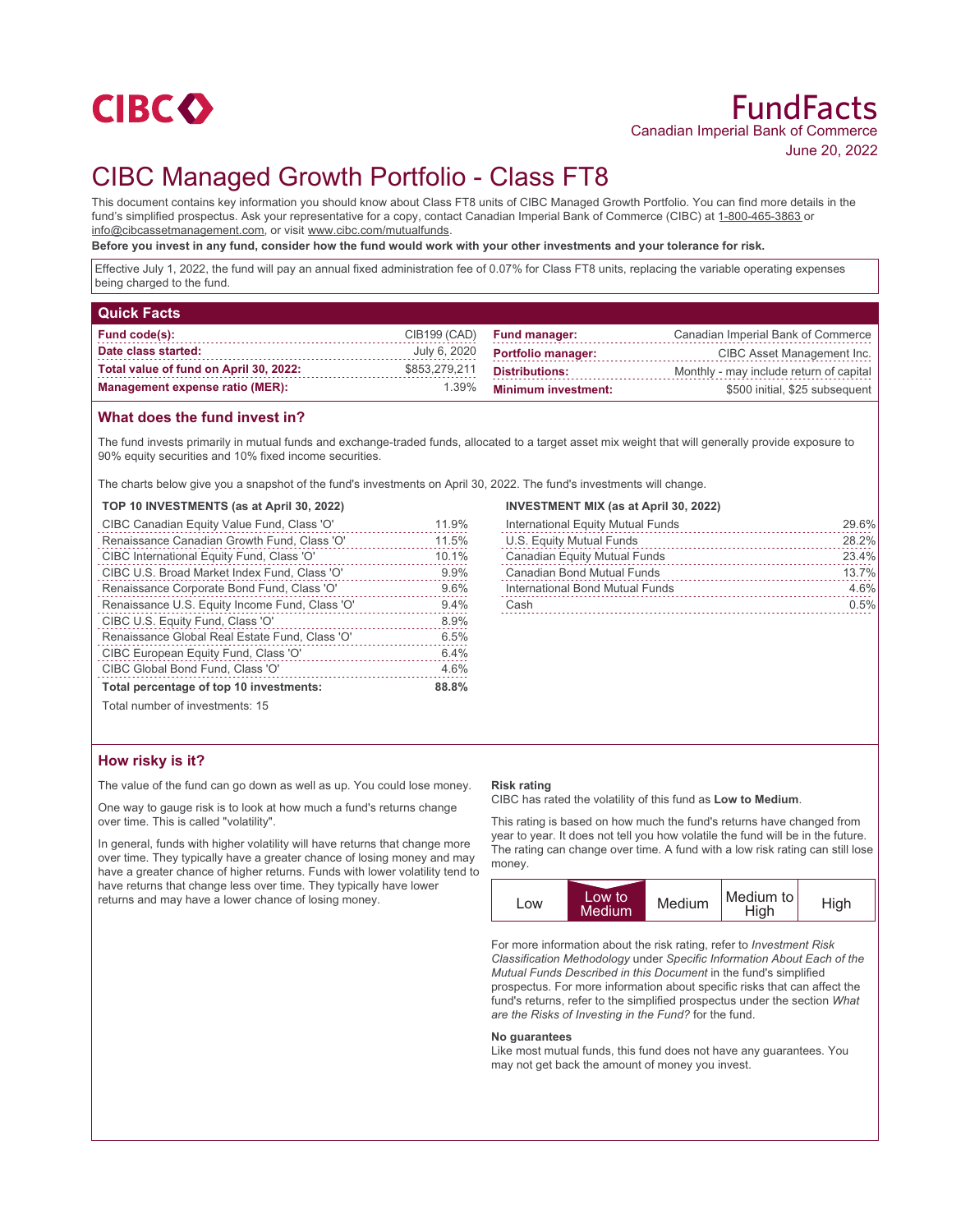CIBC

# FundFacts

Canadian Imperial Bank of Commerce

June 20, 2022

# CIBC Managed Growth Portfolio - Class FT8

This document contains key information you should know about Class FT8 units of CIBC Managed Growth Portfolio. You can find more details in the fund's simplified prospectus. Ask your representative for a copy, contact Canadian Imperial Bank of Commerce (CIBC) at 1-800-465-3863 or info@cibcassetmanagement.com, or visit www.cibc.com/mutualfunds.

**Before you invest in any fund, consider how the fund would work with your other investments and your tolerance for risk.**

Effective July 1, 2022, the fund will pay an annual fixed administration fee of 0.07% for Class FT8 units, replacing the variable operating expenses being charged to the fund.

## Quick Facts

| | | | |
|---|---|---|---|
| **Fund code(s):** | CIB199 (CAD) | **Fund manager:** | Canadian Imperial Bank of Commerce |
| **Date class started:** | July 6, 2020 | **Portfolio manager:** | CIBC Asset Management Inc. |
| **Total value of fund on April 30, 2022:** | $853,279,211 | **Distributions:** | Monthly - may include return of capital |
| **Management expense ratio (MER):** | 1.39% | **Minimum investment:** | $500 initial, $25 subsequent |

## What does the fund invest in?

The fund invests primarily in mutual funds and exchange-traded funds, allocated to a target asset mix weight that will generally provide exposure to 90% equity securities and 10% fixed income securities.

The charts below give you a snapshot of the fund's investments on April 30, 2022. The fund's investments will change.

**TOP 10 INVESTMENTS (as at April 30, 2022)**

| | |
|---|---|
| CIBC Canadian Equity Value Fund, Class 'O' | 11.9% |
| Renaissance Canadian Growth Fund, Class 'O' | 11.5% |
| CIBC International Equity Fund, Class 'O' | 10.1% |
| CIBC U.S. Broad Market Index Fund, Class 'O' | 9.9% |
| Renaissance Corporate Bond Fund, Class 'O' | 9.6% |
| Renaissance U.S. Equity Income Fund, Class 'O' | 9.4% |
| CIBC U.S. Equity Fund, Class 'O' | 8.9% |
| Renaissance Global Real Estate Fund, Class 'O' | 6.5% |
| CIBC European Equity Fund, Class 'O' | 6.4% |
| CIBC Global Bond Fund, Class 'O' | 4.6% |
| **Total percentage of top 10 investments:** | **88.8%** |

Total number of investments: 15

**INVESTMENT MIX (as at April 30, 2022)**

| | |
|---|---|
| International Equity Mutual Funds | 29.6% |
| U.S. Equity Mutual Funds | 28.2% |
| Canadian Equity Mutual Funds | 23.4% |
| Canadian Bond Mutual Funds | 13.7% |
| International Bond Mutual Funds | 4.6% |
| Cash | 0.5% |

## How risky is it?

The value of the fund can go down as well as up. You could lose money.

One way to gauge risk is to look at how much a fund's returns change over time. This is called "volatility".

In general, funds with higher volatility will have returns that change more over time. They typically have a greater chance of losing money and may have a greater chance of higher returns. Funds with lower volatility tend to have returns that change less over time. They typically have lower returns and may have a lower chance of losing money.

**Risk rating**

CIBC has rated the volatility of this fund as **Low to Medium**.

This rating is based on how much the fund's returns have changed from year to year. It does not tell you how volatile the fund will be in the future. The rating can change over time. A fund with a low risk rating can still lose money.

| Low | **Low to Medium** | Medium | Medium to High | High |
|---|---|---|---|---|

For more information about the risk rating, refer to *Investment Risk Classification Methodology* under *Specific Information About Each of the Mutual Funds Described in this Document* in the fund's simplified prospectus. For more information about specific risks that can affect the fund's returns, refer to the simplified prospectus under the section *What are the Risks of Investing in the Fund?* for the fund.

**No guarantees**

Like most mutual funds, this fund does not have any guarantees. You may not get back the amount of money you invest.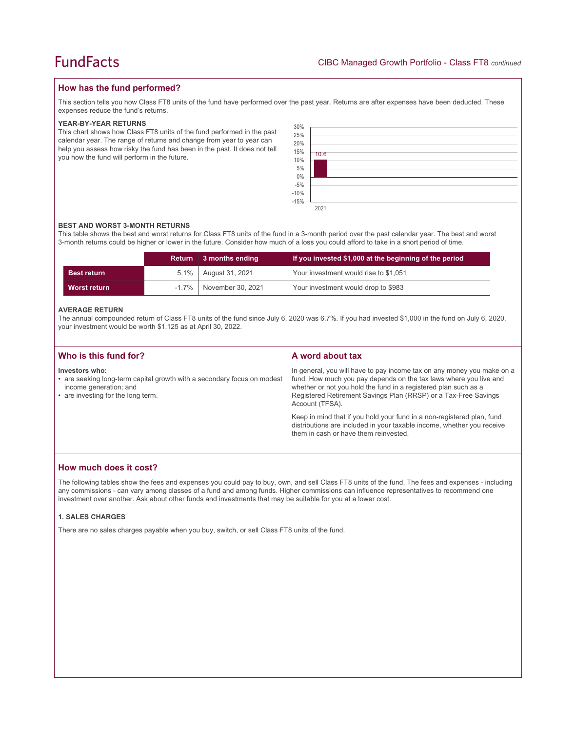## How has the fund performed?

This section tells you how Class FT8 units of the fund have performed over the past year. Returns are after expenses have been deducted. These expenses reduce the fund's returns.

### YEAR-BY-YEAR RETURNS

This chart shows how Class FT8 units of the fund performed in the past calendar year. The range of returns and change from year to year can help you assess how risky the fund has been in the past. It does not tell you how the fund will perform in the future.

| Year | Return (%) |
|---|---|
| 2021 | 10.6 |

### BEST AND WORST 3-MONTH RETURNS

This table shows the best and worst returns for Class FT8 units of the fund in a 3-month period over the past calendar year. The best and worst 3-month returns could be higher or lower in the future. Consider how much of a loss you could afford to take in a short period of time.

| | Return | 3 months ending | If you invested $1,000 at the beginning of the period |
|---|---|---|---|
| **Best return** | 5.1% | August 31, 2021 | Your investment would rise to $1,051 |
| **Worst return** | -1.7% | November 30, 2021 | Your investment would drop to $983 |

### AVERAGE RETURN

The annual compounded return of Class FT8 units of the fund since July 6, 2020 was 6.7%. If you had invested $1,000 in the fund on July 6, 2020, your investment would be worth $1,125 as at April 30, 2022.

## Who is this fund for?

**Investors who:**

- are seeking long-term capital growth with a secondary focus on modest income generation; and
- are investing for the long term.

## A word about tax

In general, you will have to pay income tax on any money you make on a fund. How much you pay depends on the tax laws where you live and whether or not you hold the fund in a registered plan such as a Registered Retirement Savings Plan (RRSP) or a Tax-Free Savings Account (TFSA).

Keep in mind that if you hold your fund in a non-registered plan, fund distributions are included in your taxable income, whether you receive them in cash or have them reinvested.

## How much does it cost?

The following tables show the fees and expenses you could pay to buy, own, and sell Class FT8 units of the fund. The fees and expenses - including any commissions - can vary among classes of a fund and among funds. Higher commissions can influence representatives to recommend one investment over another. Ask about other funds and investments that may be suitable for you at a lower cost.

### 1. SALES CHARGES

There are no sales charges payable when you buy, switch, or sell Class FT8 units of the fund.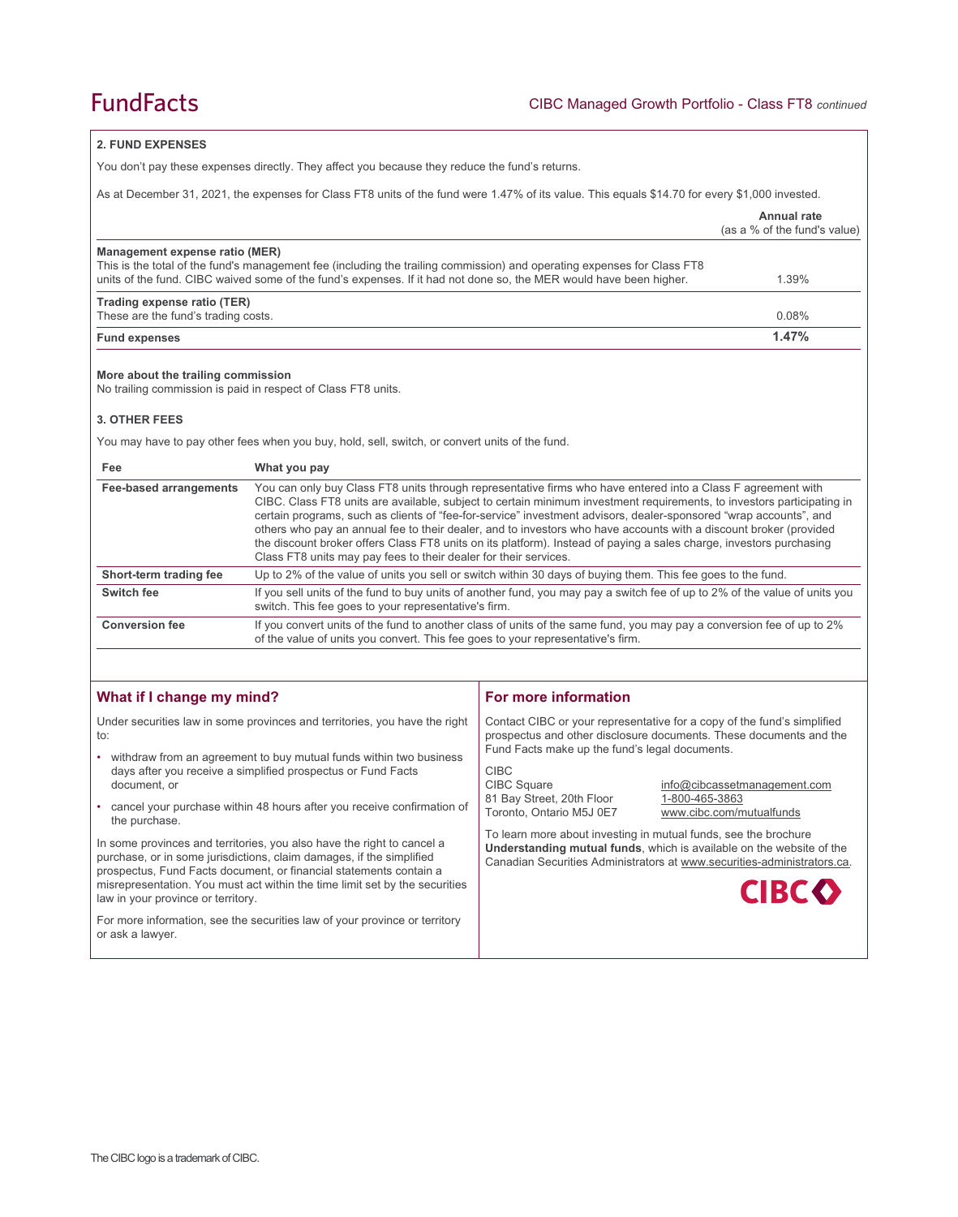## 2. FUND EXPENSES

You don't pay these expenses directly. They affect you because they reduce the fund's returns.

As at December 31, 2021, the expenses for Class FT8 units of the fund were 1.47% of its value. This equals $14.70 for every $1,000 invested.

| | Annual rate (as a % of the fund's value) |
|---|---|
| **Management expense ratio (MER)**<br>This is the total of the fund's management fee (including the trailing commission) and operating expenses for Class FT8 units of the fund. CIBC waived some of the fund's expenses. If it had not done so, the MER would have been higher. | 1.39% |
| **Trading expense ratio (TER)**<br>These are the fund's trading costs. | 0.08% |
| **Fund expenses** | **1.47%** |

**More about the trailing commission**

No trailing commission is paid in respect of Class FT8 units.

## 3. OTHER FEES

You may have to pay other fees when you buy, hold, sell, switch, or convert units of the fund.

| Fee | What you pay |
|---|---|
| **Fee-based arrangements** | You can only buy Class FT8 units through representative firms who have entered into a Class F agreement with CIBC. Class FT8 units are available, subject to certain minimum investment requirements, to investors participating in certain programs, such as clients of "fee-for-service" investment advisors, dealer-sponsored "wrap accounts", and others who pay an annual fee to their dealer, and to investors who have accounts with a discount broker (provided the discount broker offers Class FT8 units on its platform). Instead of paying a sales charge, investors purchasing Class FT8 units may pay fees to their dealer for their services. |
| **Short-term trading fee** | Up to 2% of the value of units you sell or switch within 30 days of buying them. This fee goes to the fund. |
| **Switch fee** | If you sell units of the fund to buy units of another fund, you may pay a switch fee of up to 2% of the value of units you switch. This fee goes to your representative's firm. |
| **Conversion fee** | If you convert units of the fund to another class of units of the same fund, you may pay a conversion fee of up to 2% of the value of units you convert. This fee goes to your representative's firm. |

## What if I change my mind?

Under securities law in some provinces and territories, you have the right to:

- withdraw from an agreement to buy mutual funds within two business days after you receive a simplified prospectus or Fund Facts document, or
- cancel your purchase within 48 hours after you receive confirmation of the purchase.

In some provinces and territories, you also have the right to cancel a purchase, or in some jurisdictions, claim damages, if the simplified prospectus, Fund Facts document, or financial statements contain a misrepresentation. You must act within the time limit set by the securities law in your province or territory.

For more information, see the securities law of your province or territory or ask a lawyer.

## For more information

Contact CIBC or your representative for a copy of the fund's simplified prospectus and other disclosure documents. These documents and the Fund Facts make up the fund's legal documents.

CIBC
CIBC Square
81 Bay Street, 20th Floor
Toronto, Ontario M5J 0E7

info@cibcassetmanagement.com
1-800-465-3863
www.cibc.com/mutualfunds

To learn more about investing in mutual funds, see the brochure **Understanding mutual funds**, which is available on the website of the Canadian Securities Administrators at www.securities-administrators.ca.

The CIBC logo is a trademark of CIBC.